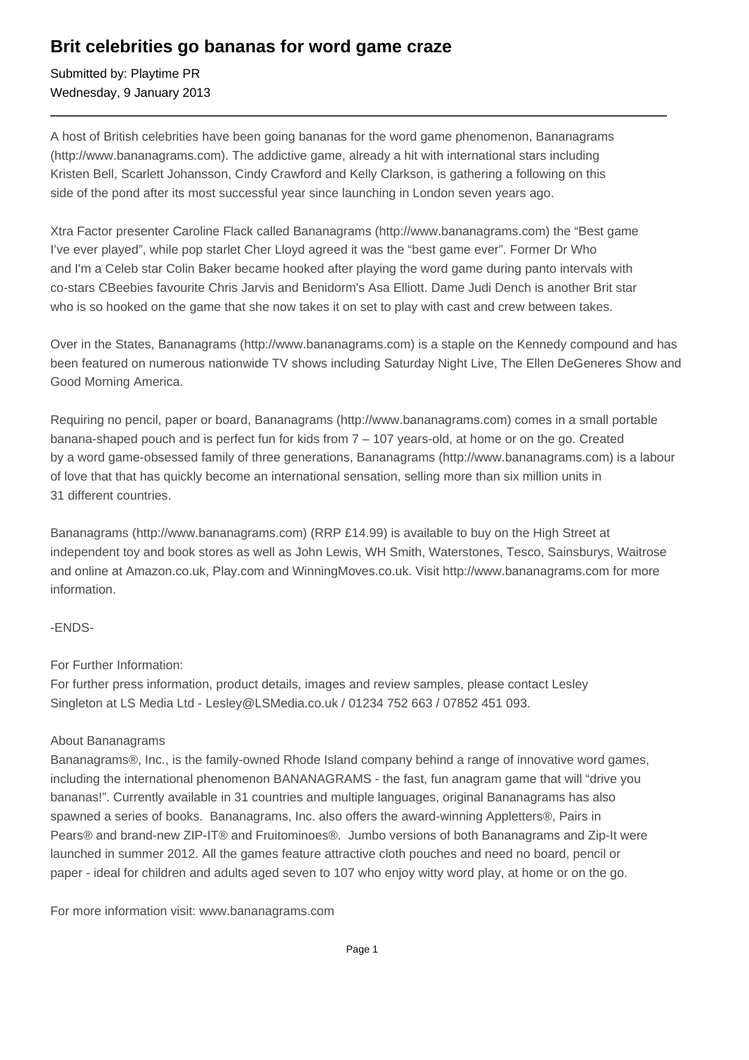# Brit celebrities go bananas for word game craze

Submitted by: Playtime PR
Wednesday, 9 January 2013

---

A host of British celebrities have been going bananas for the word game phenomenon, Bananagrams (http://www.bananagrams.com). The addictive game, already a hit with international stars including Kristen Bell, Scarlett Johansson, Cindy Crawford and Kelly Clarkson, is gathering a following on this side of the pond after its most successful year since launching in London seven years ago.

Xtra Factor presenter Caroline Flack called Bananagrams (http://www.bananagrams.com) the "Best game I've ever played", while pop starlet Cher Lloyd agreed it was the "best game ever". Former Dr Who and I'm a Celeb star Colin Baker became hooked after playing the word game during panto intervals with co-stars CBeebies favourite Chris Jarvis and Benidorm's Asa Elliott. Dame Judi Dench is another Brit star who is so hooked on the game that she now takes it on set to play with cast and crew between takes.

Over in the States, Bananagrams (http://www.bananagrams.com) is a staple on the Kennedy compound and has been featured on numerous nationwide TV shows including Saturday Night Live, The Ellen DeGeneres Show and Good Morning America.

Requiring no pencil, paper or board, Bananagrams (http://www.bananagrams.com) comes in a small portable banana-shaped pouch and is perfect fun for kids from 7 – 107 years-old, at home or on the go. Created by a word game-obsessed family of three generations, Bananagrams (http://www.bananagrams.com) is a labour of love that that has quickly become an international sensation, selling more than six million units in 31 different countries.

Bananagrams (http://www.bananagrams.com) (RRP £14.99) is available to buy on the High Street at independent toy and book stores as well as John Lewis, WH Smith, Waterstones, Tesco, Sainsburys, Waitrose and online at Amazon.co.uk, Play.com and WinningMoves.co.uk. Visit http://www.bananagrams.com for more information.

-ENDS-

For Further Information:
For further press information, product details, images and review samples, please contact Lesley Singleton at LS Media Ltd - Lesley@LSMedia.co.uk / 01234 752 663 / 07852 451 093.

About Bananagrams
Bananagrams®, Inc., is the family-owned Rhode Island company behind a range of innovative word games, including the international phenomenon BANANAGRAMS - the fast, fun anagram game that will "drive you bananas!". Currently available in 31 countries and multiple languages, original Bananagrams has also spawned a series of books. Bananagrams, Inc. also offers the award-winning Appletters®, Pairs in Pears® and brand-new ZIP-IT® and Fruitominoes®. Jumbo versions of both Bananagrams and Zip-It were launched in summer 2012. All the games feature attractive cloth pouches and need no board, pencil or paper - ideal for children and adults aged seven to 107 who enjoy witty word play, at home or on the go.

For more information visit: www.bananagrams.com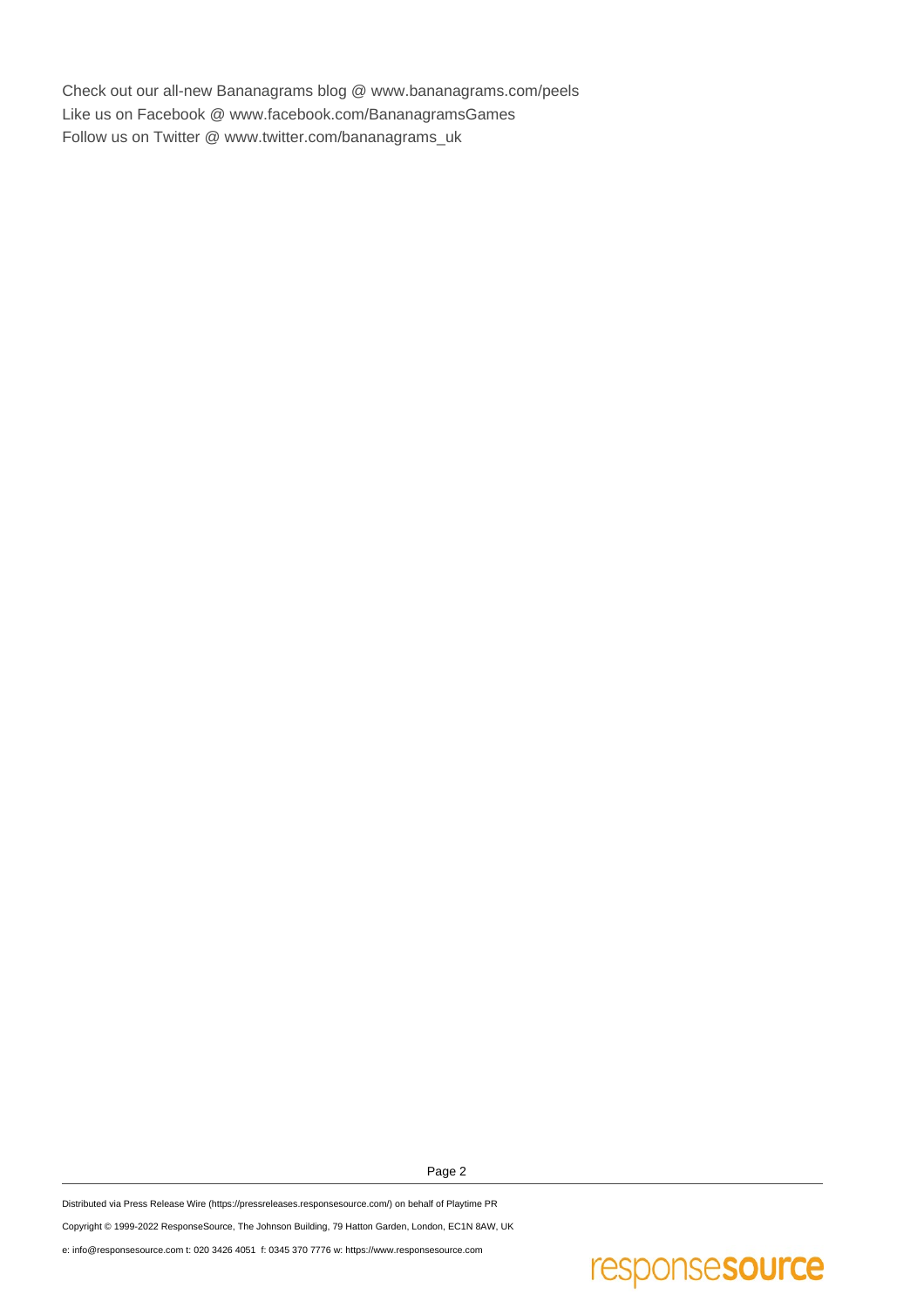Check out our all-new Bananagrams blog @ www.bananagrams.com/peels
Like us on Facebook @ www.facebook.com/BananagramsGames
Follow us on Twitter @ www.twitter.com/bananagrams_uk